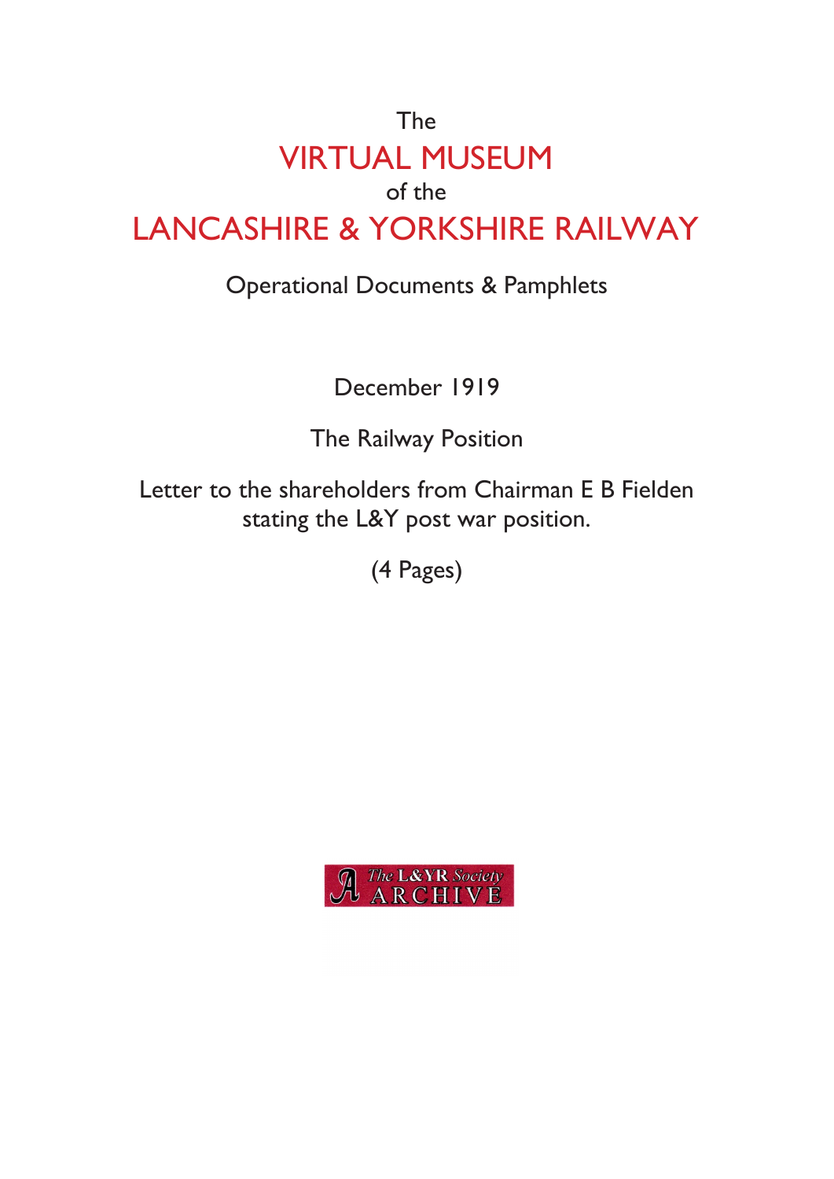The

# VIRTUAL MUSEUM

of the

# LANCASHIRE & YORKSHIRE RAILWAY

Operational Documents & Pamphlets

December 1919

The Railway Position

Letter to the shareholders from Chairman E B Fielden stating the L&Y post war position.

(4 Pages)

The L&YR Society ARCHIVE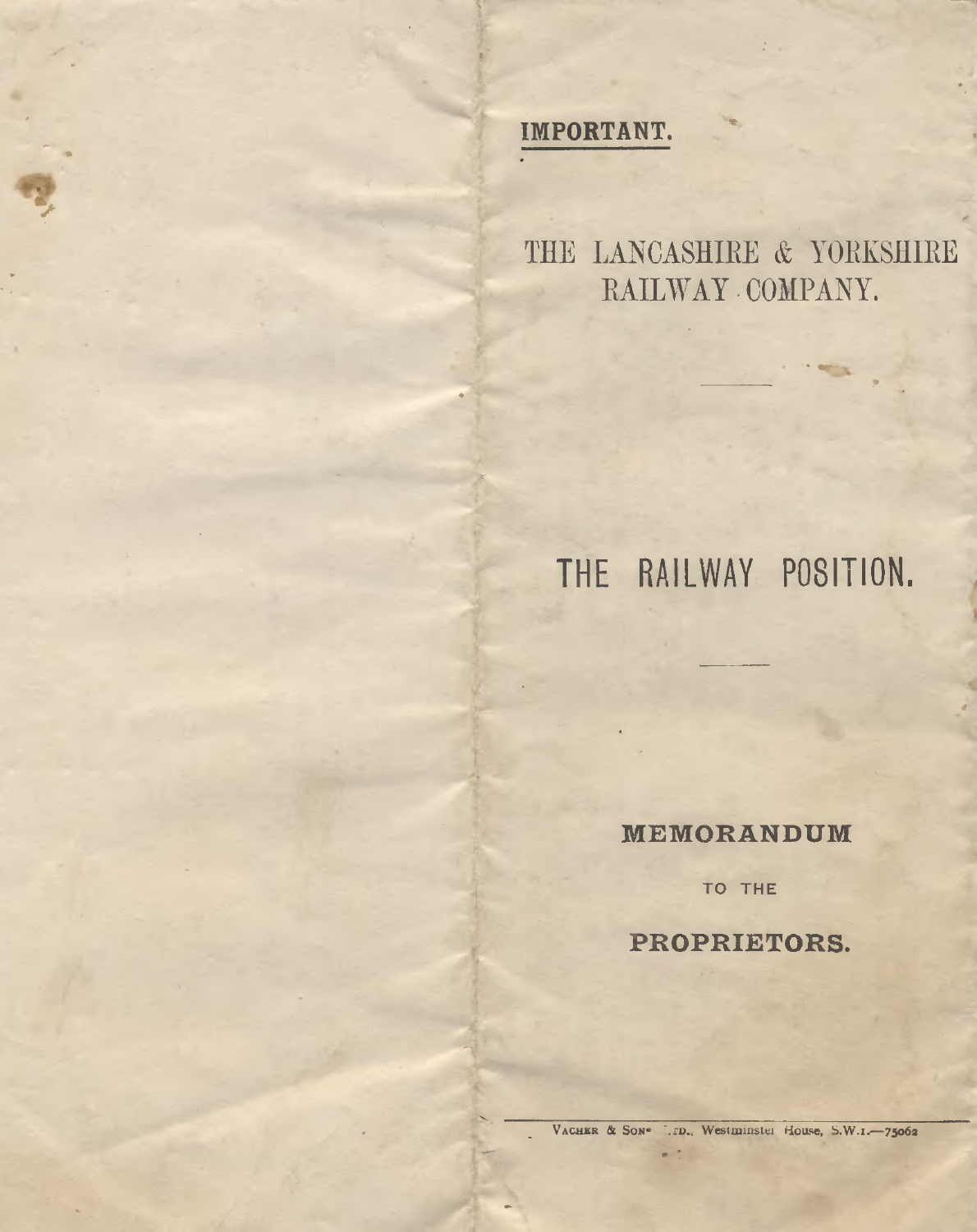**IMPORTANT.**

# THE LANCASHIRE & YORKSHIRE RAILWAY COMPANY.

---

# THE RAILWAY POSITION.

---

## MEMORANDUM

TO THE

## PROPRIETORS.

---

VACHER & SONS LTD., Westminster House, S.W.1.—75062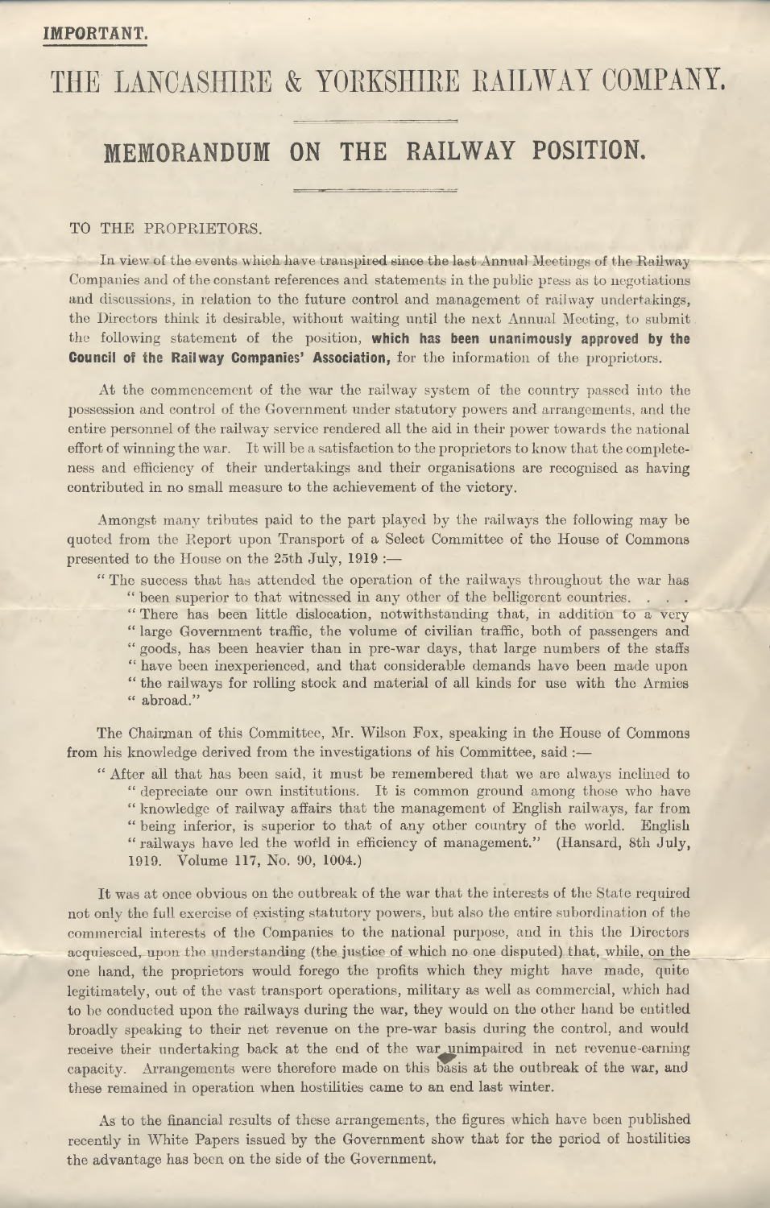**IMPORTANT.**

# THE LANCASHIRE & YORKSHIRE RAILWAY COMPANY.

## MEMORANDUM ON THE RAILWAY POSITION.

TO THE PROPRIETORS.

In view of the events which have transpired since the last Annual Meetings of the Railway Companies and of the constant references and statements in the public press as to negotiations and discussions, in relation to the future control and management of railway undertakings, the Directors think it desirable, without waiting until the next Annual Meeting, to submit the following statement of the position, **which has been unanimously approved by the Council of the Railway Companies' Association,** for the information of the proprietors.

At the commencement of the war the railway system of the country passed into the possession and control of the Government under statutory powers and arrangements, and the entire personnel of the railway service rendered all the aid in their power towards the national effort of winning the war. It will be a satisfaction to the proprietors to know that the completeness and efficiency of their undertakings and their organisations are recognised as having contributed in no small measure to the achievement of the victory.

Amongst many tributes paid to the part played by the railways the following may be quoted from the Report upon Transport of a Select Committee of the House of Commons presented to the House on the 25th July, 1919 :—

> "The success that has attended the operation of the railways throughout the war has "been superior to that witnessed in any other of the belligerent countries. . . . "There has been little dislocation, notwithstanding that, in addition to a very "large Government traffic, the volume of civilian traffic, both of passengers and "goods, has been heavier than in pre-war days, that large numbers of the staffs "have been inexperienced, and that considerable demands have been made upon "the railways for rolling stock and material of all kinds for use with the Armies "abroad."

The Chairman of this Committee, Mr. Wilson Fox, speaking in the House of Commons from his knowledge derived from the investigations of his Committee, said :—

> "After all that has been said, it must be remembered that we are always inclined to "depreciate our own institutions. It is common ground among those who have "knowledge of railway affairs that the management of English railways, far from "being inferior, is superior to that of any other country of the world. English "railways have led the world in efficiency of management." (Hansard, 8th July, 1919. Volume 117, No. 90, 1004.)

It was at once obvious on the outbreak of the war that the interests of the State required not only the full exercise of existing statutory powers, but also the entire subordination of the commercial interests of the Companies to the national purpose, and in this the Directors acquiesced, upon the understanding (the justice of which no one disputed) that, while, on the one hand, the proprietors would forego the profits which they might have made, quite legitimately, out of the vast transport operations, military as well as commercial, which had to be conducted upon the railways during the war, they would on the other hand be entitled broadly speaking to their net revenue on the pre-war basis during the control, and would receive their undertaking back at the end of the war unimpaired in net revenue-earning capacity. Arrangements were therefore made on this basis at the outbreak of the war, and these remained in operation when hostilities came to an end last winter.

As to the financial results of these arrangements, the figures which have been published recently in White Papers issued by the Government show that for the period of hostilities the advantage has been on the side of the Government.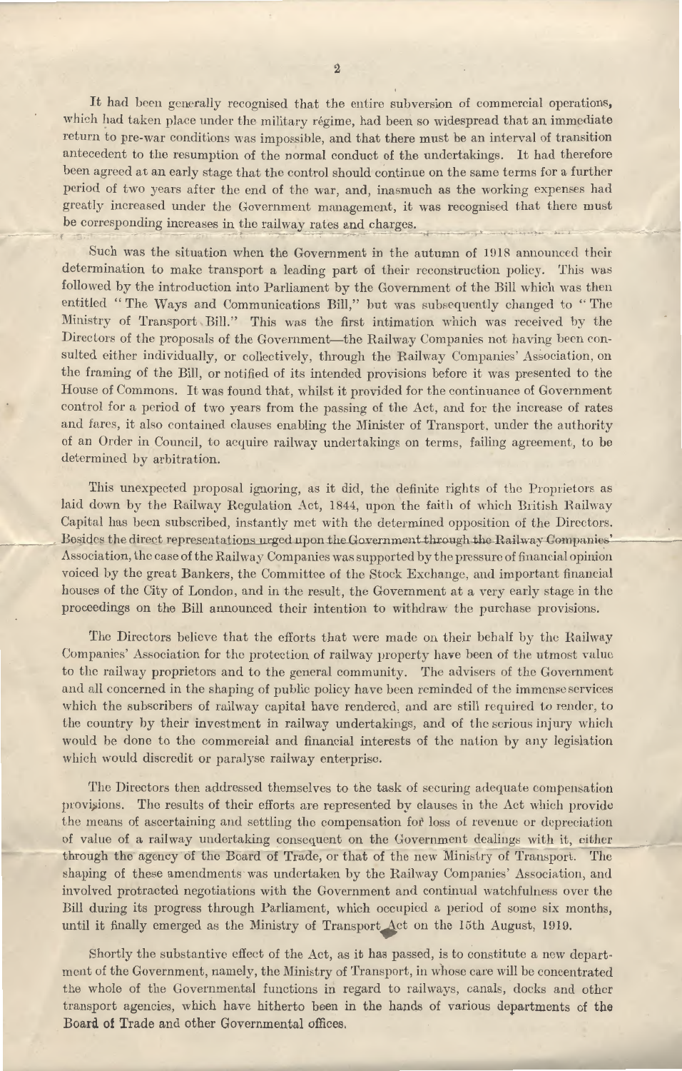It had been generally recognised that the entire subversion of commercial operations, which had taken place under the military régime, had been so widespread that an immediate return to pre-war conditions was impossible, and that there must be an interval of transition antecedent to the resumption of the normal conduct of the undertakings. It had therefore been agreed at an early stage that the control should continue on the same terms for a further period of two years after the end of the war, and, inasmuch as the working expenses had greatly increased under the Government management, it was recognised that there must be corresponding increases in the railway rates and charges.

Such was the situation when the Government in the autumn of 1918 announced their determination to make transport a leading part of their reconstruction policy. This was followed by the introduction into Parliament by the Government of the Bill which was then entitled "The Ways and Communications Bill," but was subsequently changed to "The Ministry of Transport Bill." This was the first intimation which was received by the Directors of the proposals of the Government—the Railway Companies not having been consulted either individually, or collectively, through the Railway Companies' Association, on the framing of the Bill, or notified of its intended provisions before it was presented to the House of Commons. It was found that, whilst it provided for the continuance of Government control for a period of two years from the passing of the Act, and for the increase of rates and fares, it also contained clauses enabling the Minister of Transport, under the authority of an Order in Council, to acquire railway undertakings on terms, failing agreement, to be determined by arbitration.

This unexpected proposal ignoring, as it did, the definite rights of the Proprietors as laid down by the Railway Regulation Act, 1844, upon the faith of which British Railway Capital has been subscribed, instantly met with the determined opposition of the Directors. Besides the direct representations urged upon the Government through the Railway Companies' Association, the case of the Railway Companies was supported by the pressure of financial opinion voiced by the great Bankers, the Committee of the Stock Exchange, and important financial houses of the City of London, and in the result, the Government at a very early stage in the proceedings on the Bill announced their intention to withdraw the purchase provisions.

The Directors believe that the efforts that were made on their behalf by the Railway Companies' Association for the protection of railway property have been of the utmost value to the railway proprietors and to the general community. The advisers of the Government and all concerned in the shaping of public policy have been reminded of the immense services which the subscribers of railway capital have rendered, and are still required to render, to the country by their investment in railway undertakings, and of the serious injury which would be done to the commercial and financial interests of the nation by any legislation which would discredit or paralyse railway enterprise.

The Directors then addressed themselves to the task of securing adequate compensation provisions. The results of their efforts are represented by clauses in the Act which provide the means of ascertaining and settling the compensation for loss of revenue or depreciation of value of a railway undertaking consequent on the Government dealings with it, either through the agency of the Board of Trade, or that of the new Ministry of Transport. The shaping of these amendments was undertaken by the Railway Companies' Association, and involved protracted negotiations with the Government and continual watchfulness over the Bill during its progress through Parliament, which occupied a period of some six months, until it finally emerged as the Ministry of Transport Act on the 15th August, 1919.

Shortly the substantive effect of the Act, as it has passed, is to constitute a new department of the Government, namely, the Ministry of Transport, in whose care will be concentrated the whole of the Governmental functions in regard to railways, canals, docks and other transport agencies, which have hitherto been in the hands of various departments of the Board of Trade and other Governmental offices.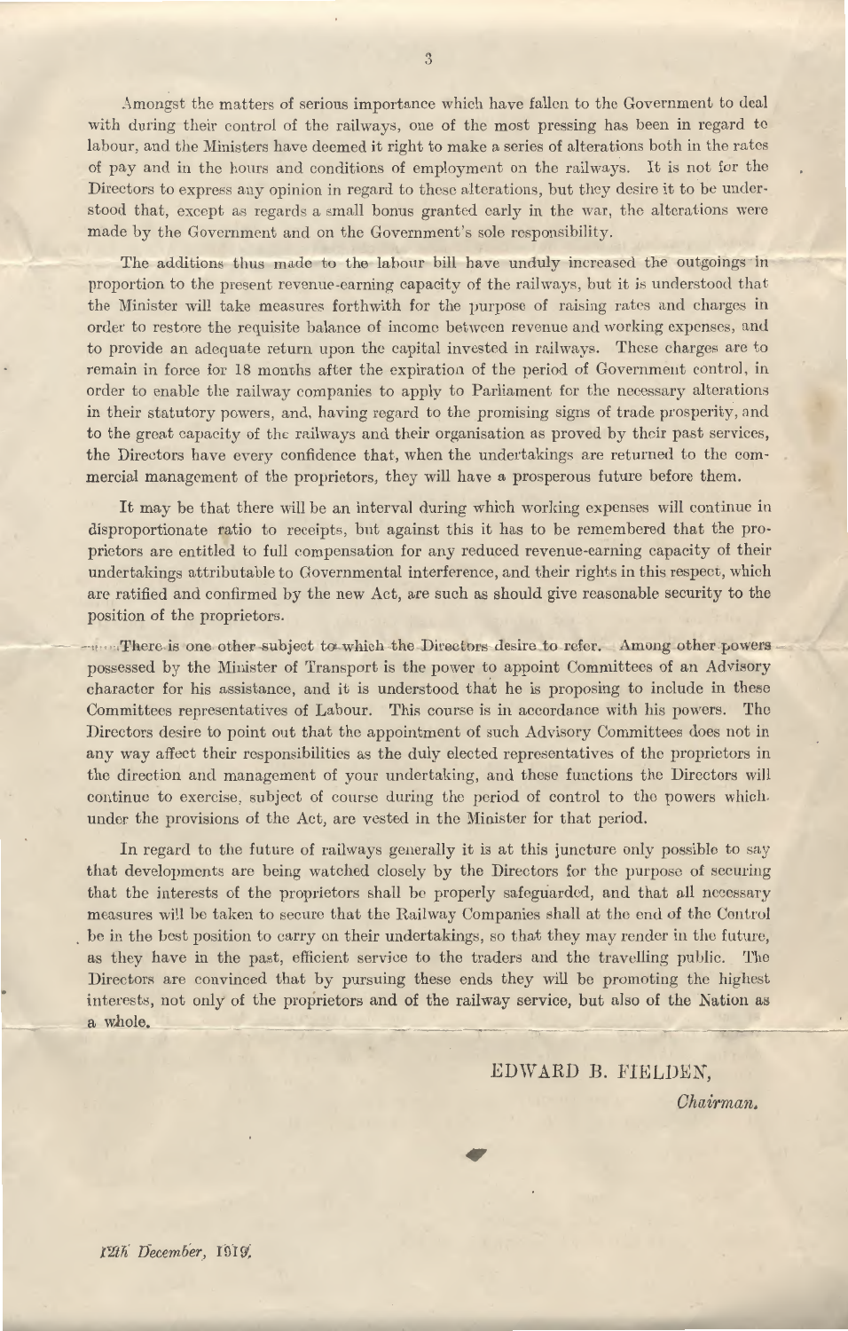Amongst the matters of serious importance which have fallen to the Government to deal with during their control of the railways, one of the most pressing has been in regard to labour, and the Ministers have deemed it right to make a series of alterations both in the rates of pay and in the hours and conditions of employment on the railways. It is not for the Directors to express any opinion in regard to these alterations, but they desire it to be understood that, except as regards a small bonus granted early in the war, the alterations were made by the Government and on the Government's sole responsibility.

The additions thus made to the labour bill have unduly increased the outgoings in proportion to the present revenue-earning capacity of the railways, but it is understood that the Minister will take measures forthwith for the purpose of raising rates and charges in order to restore the requisite balance of income between revenue and working expenses, and to provide an adequate return upon the capital invested in railways. These charges are to remain in force for 18 months after the expiration of the period of Government control, in order to enable the railway companies to apply to Parliament for the necessary alterations in their statutory powers, and, having regard to the promising signs of trade prosperity, and to the great capacity of the railways and their organisation as proved by their past services, the Directors have every confidence that, when the undertakings are returned to the commercial management of the proprietors, they will have a prosperous future before them.

It may be that there will be an interval during which working expenses will continue in disproportionate ratio to receipts, but against this it has to be remembered that the proprietors are entitled to full compensation for any reduced revenue-earning capacity of their undertakings attributable to Governmental interference, and their rights in this respect, which are ratified and confirmed by the new Act, are such as should give reasonable security to the position of the proprietors.

There is one other subject to which the Directors desire to refer. Among other powers possessed by the Minister of Transport is the power to appoint Committees of an Advisory character for his assistance, and it is understood that he is proposing to include in these Committees representatives of Labour. This course is in accordance with his powers. The Directors desire to point out that the appointment of such Advisory Committees does not in any way affect their responsibilities as the duly elected representatives of the proprietors in the direction and management of your undertaking, and these functions the Directors will continue to exercise, subject of course during the period of control to the powers which under the provisions of the Act, are vested in the Minister for that period.

In regard to the future of railways generally it is at this juncture only possible to say that developments are being watched closely by the Directors for the purpose of securing that the interests of the proprietors shall be properly safeguarded, and that all necessary measures will be taken to secure that the Railway Companies shall at the end of the Control be in the best position to carry on their undertakings, so that they may render in the future, as they have in the past, efficient service to the traders and the travelling public. The Directors are convinced that by pursuing these ends they will be promoting the highest interests, not only of the proprietors and of the railway service, but also of the Nation as a whole.

EDWARD B. FIELDEN,

*Chairman.*

*12th December, 1919.*